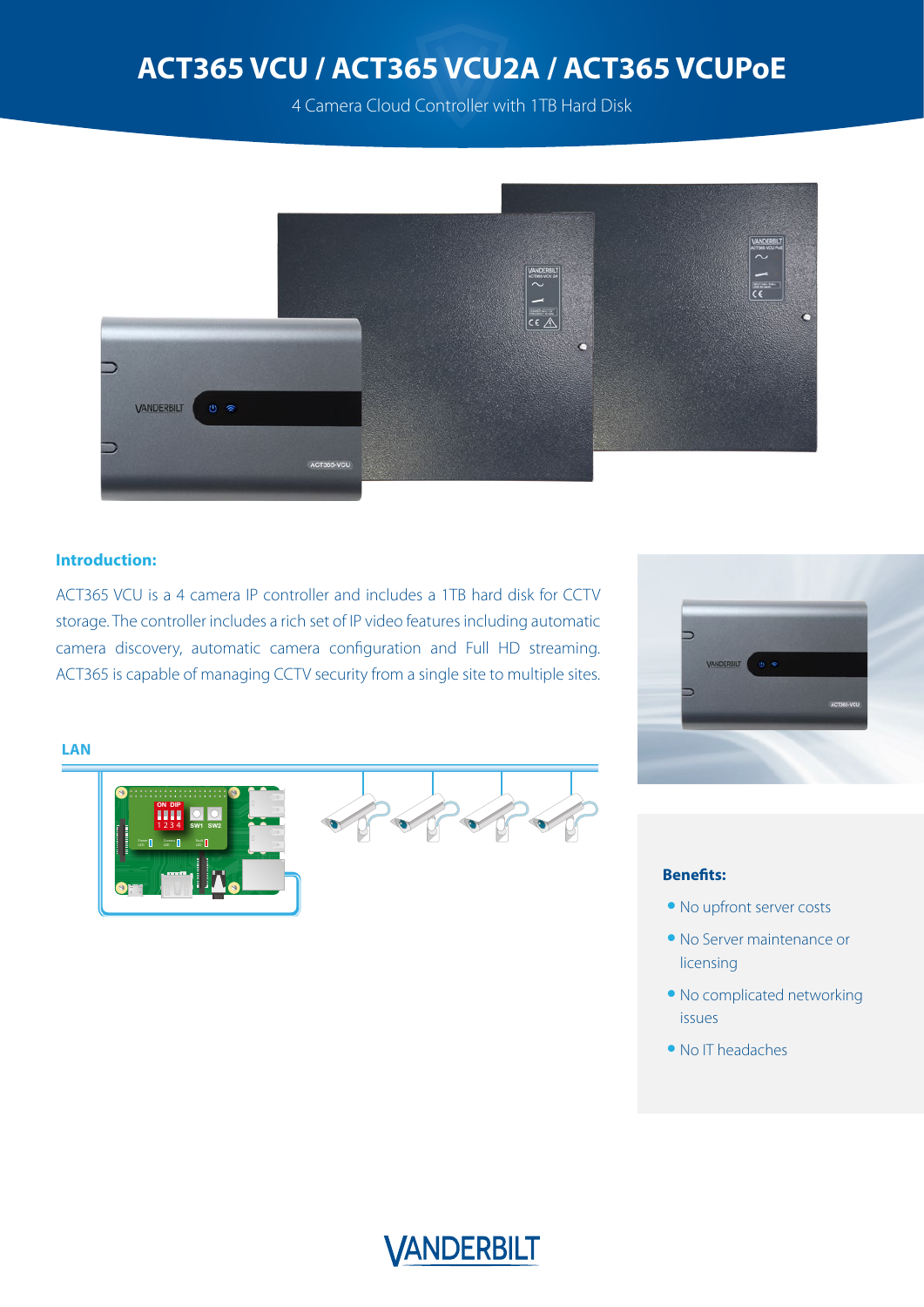# ACT365 VCU / ACT365 VCU2A / ACT365 VCUPoE

4 Camera Cloud Controller with 1TB Hard Disk

## Introduction:

ACT365 VCU is a 4 camera IP controller and includes a 1TB hard disk for CCTV storage. The controller includes a rich set of IP video features including automatic camera discovery, automatic camera configuration and Full HD streaming. ACT365 is capable of managing CCTV security from a single site to multiple sites.

LAN

## Benefits:

- No upfront server costs
- No Server maintenance or licensing
- No complicated networking issues
- No IT headaches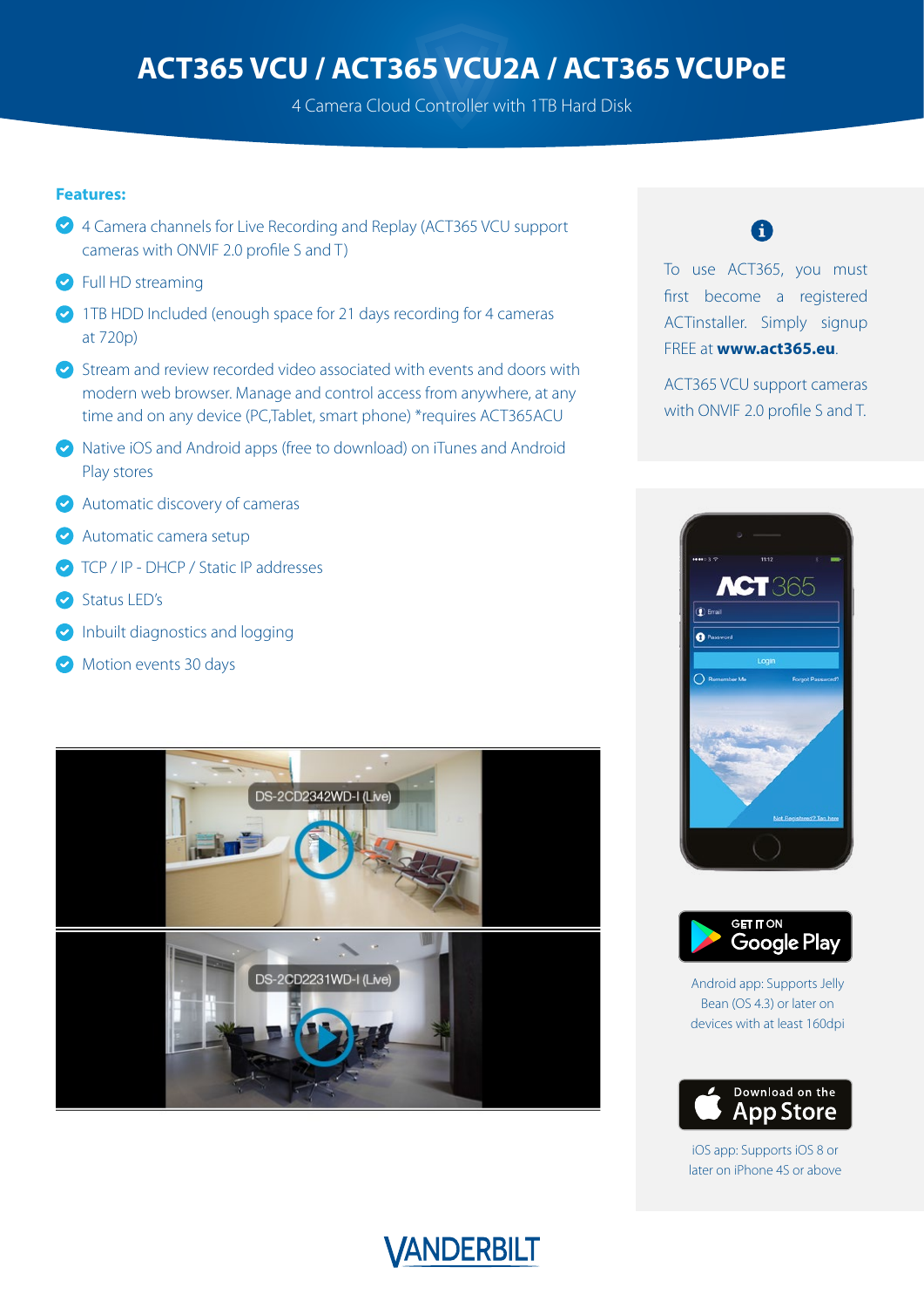# ACT365 VCU / ACT365 VCU2A / ACT365 VCUPoE

4 Camera Cloud Controller with 1TB Hard Disk

**Features:**

- 4 Camera channels for Live Recording and Replay (ACT365 VCU support cameras with ONVIF 2.0 profile S and T)
- Full HD streaming
- 1TB HDD Included (enough space for 21 days recording for 4 cameras at 720p)
- Stream and review recorded video associated with events and doors with modern web browser. Manage and control access from anywhere, at any time and on any device (PC,Tablet, smart phone) *requires ACT365ACU
- Native iOS and Android apps (free to download) on iTunes and Android Play stores
- Automatic discovery of cameras
- Automatic camera setup
- TCP / IP - DHCP / Static IP addresses
- Status LED's
- Inbuilt diagnostics and logging
- Motion events 30 days

To use ACT365, you must first become a registered ACTinstaller. Simply signup FREE at **www.act365.eu**.

ACT365 VCU support cameras with ONVIF 2.0 profile S and T.

GET IT ON Google Play

Android app: Supports Jelly Bean (OS 4.3) or later on devices with at least 160dpi

Download on the App Store

iOS app: Supports iOS 8 or later on iPhone 4S or above

VANDERBILT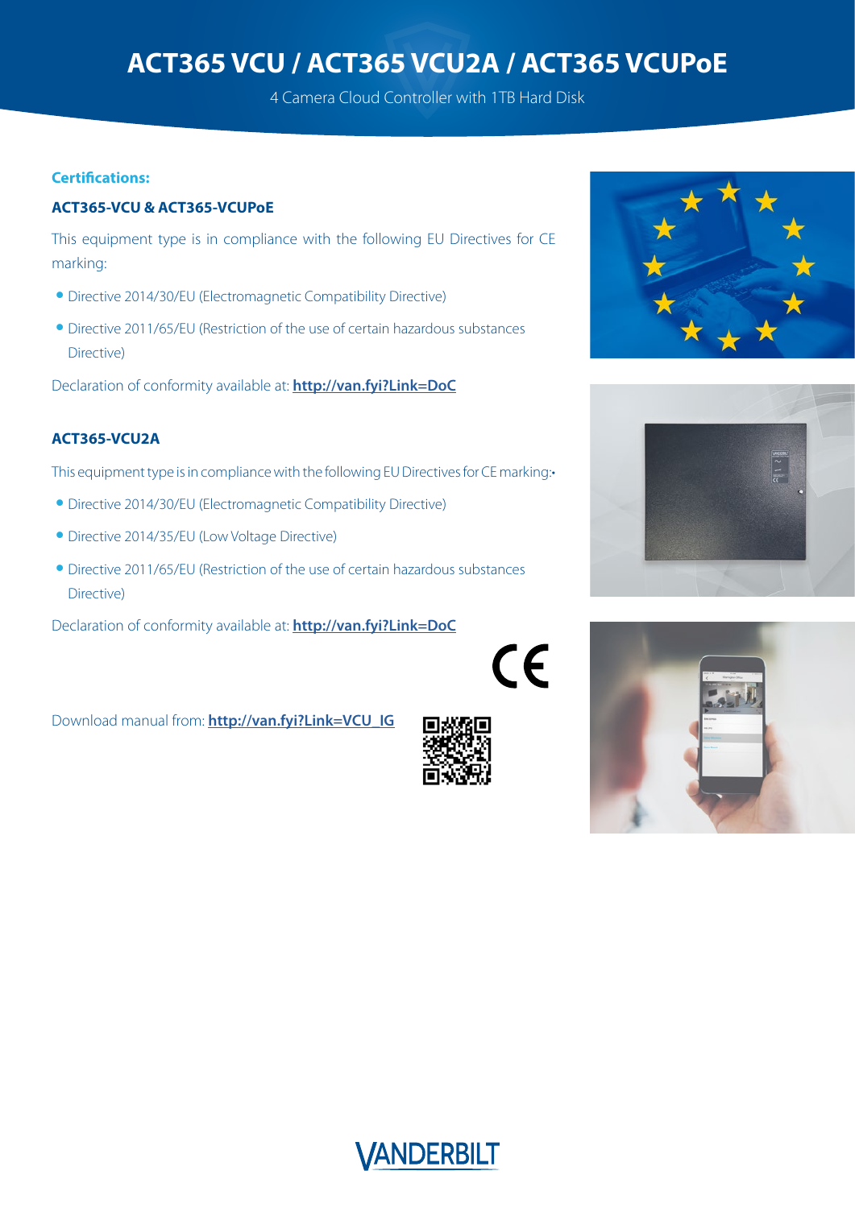# ACT365 VCU / ACT365 VCU2A / ACT365 VCUPoE

4 Camera Cloud Controller with 1TB Hard Disk

## Certifications:

### ACT365-VCU & ACT365-VCUPoE

This equipment type is in compliance with the following EU Directives for CE marking:

- Directive 2014/30/EU (Electromagnetic Compatibility Directive)
- Directive 2011/65/EU (Restriction of the use of certain hazardous substances Directive)

Declaration of conformity available at: **http://van.fyi?Link=DoC**

### ACT365-VCU2A

This equipment type is in compliance with the following EU Directives for CE marking:•

- Directive 2014/30/EU (Electromagnetic Compatibility Directive)
- Directive 2014/35/EU (Low Voltage Directive)
- Directive 2011/65/EU (Restriction of the use of certain hazardous substances Directive)

Declaration of conformity available at: **http://van.fyi?Link=DoC**

Download manual from: **http://van.fyi?Link=VCU_IG**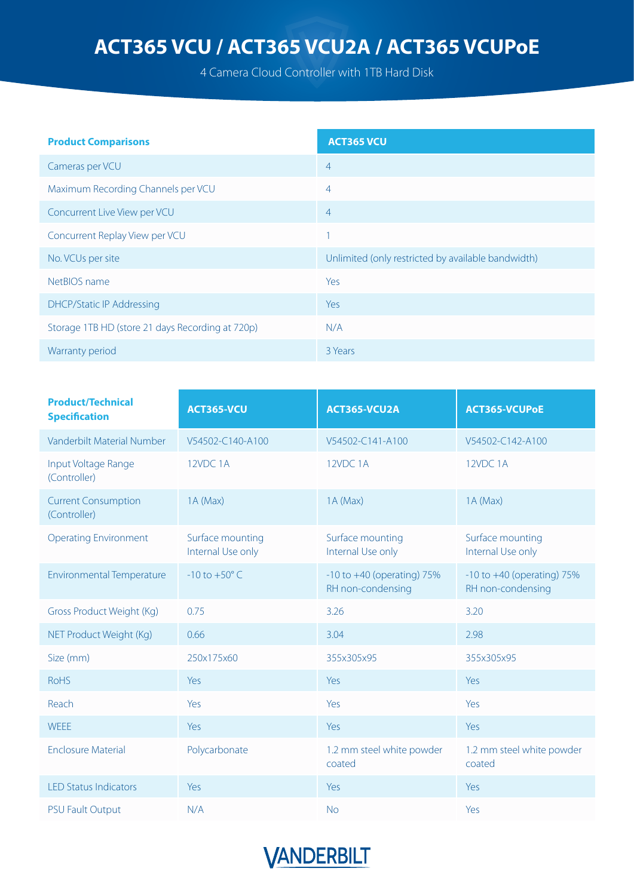# ACT365 VCU / ACT365 VCU2A / ACT365 VCUPoE

4 Camera Cloud Controller with 1TB Hard Disk

| Product Comparisons | ACT365 VCU |
|---|---|
| Cameras per VCU | 4 |
| Maximum Recording Channels per VCU | 4 |
| Concurrent Live View per VCU | 4 |
| Concurrent Replay View per VCU | 1 |
| No. VCUs per site | Unlimited (only restricted by available bandwidth) |
| NetBIOS name | Yes |
| DHCP/Static IP Addressing | Yes |
| Storage 1TB HD (store 21 days Recording at 720p) | N/A |
| Warranty period | 3 Years |

| Product/Technical Specification | ACT365-VCU | ACT365-VCU2A | ACT365-VCUPoE |
|---|---|---|---|
| Vanderbilt Material Number | V54502-C140-A100 | V54502-C141-A100 | V54502-C142-A100 |
| Input Voltage Range (Controller) | 12VDC 1A | 12VDC 1A | 12VDC 1A |
| Current Consumption (Controller) | 1A (Max) | 1A (Max) | 1A (Max) |
| Operating Environment | Surface mounting Internal Use only | Surface mounting Internal Use only | Surface mounting Internal Use only |
| Environmental Temperature | -10 to +50° C | -10 to +40 (operating) 75% RH non-condensing | -10 to +40 (operating) 75% RH non-condensing |
| Gross Product Weight (Kg) | 0.75 | 3.26 | 3.20 |
| NET Product Weight (Kg) | 0.66 | 3.04 | 2.98 |
| Size (mm) | 250x175x60 | 355x305x95 | 355x305x95 |
| RoHS | Yes | Yes | Yes |
| Reach | Yes | Yes | Yes |
| WEEE | Yes | Yes | Yes |
| Enclosure Material | Polycarbonate | 1.2 mm steel white powder coated | 1.2 mm steel white powder coated |
| LED Status Indicators | Yes | Yes | Yes |
| PSU Fault Output | N/A | No | Yes |

VANDERBILT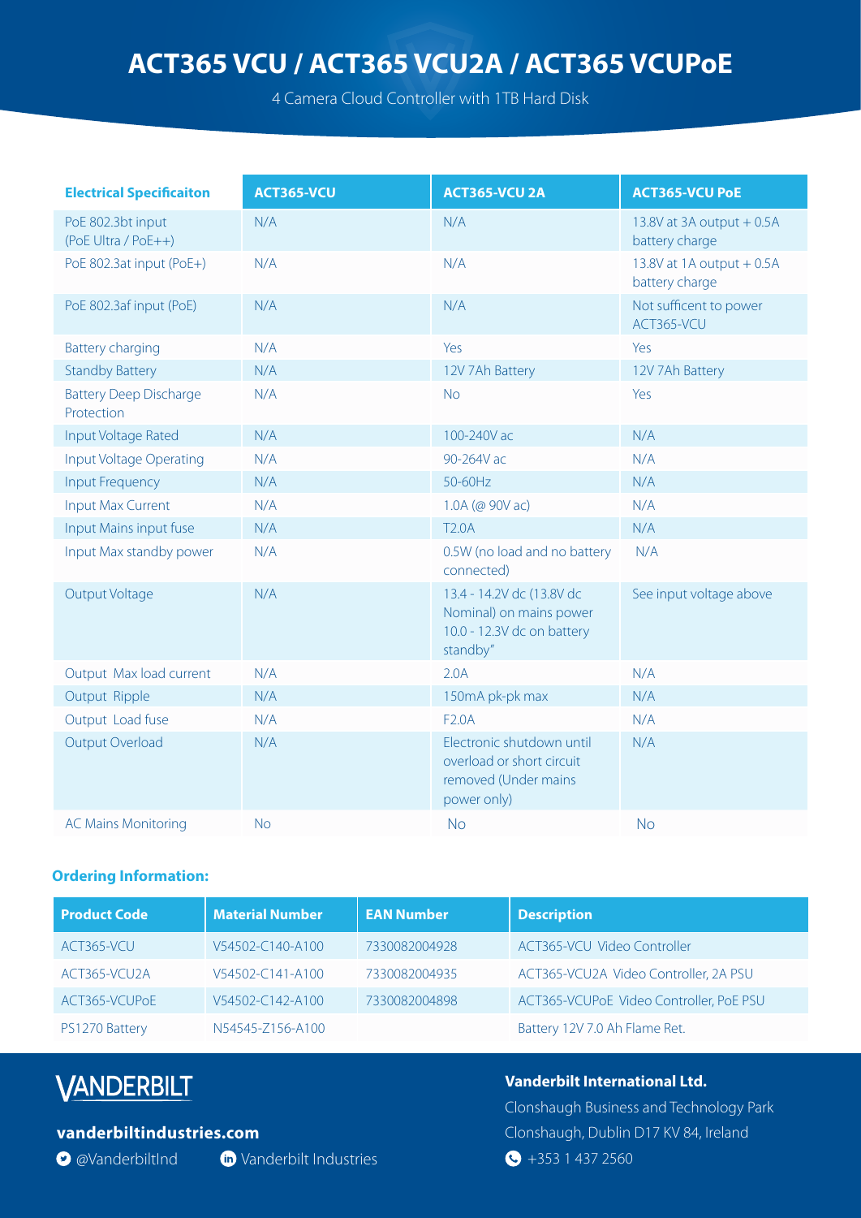# ACT365 VCU / ACT365 VCU2A / ACT365 VCUPoE

4 Camera Cloud Controller with 1TB Hard Disk

| Electrical Specificaiton | ACT365-VCU | ACT365-VCU 2A | ACT365-VCU PoE |
|---|---|---|---|
| PoE 802.3bt input (PoE Ultra / PoE++) | N/A | N/A | 13.8V at 3A output + 0.5A battery charge |
| PoE 802.3at input (PoE+) | N/A | N/A | 13.8V at 1A output + 0.5A battery charge |
| PoE 802.3af input (PoE) | N/A | N/A | Not sufficent to power ACT365-VCU |
| Battery charging | N/A | Yes | Yes |
| Standby Battery | N/A | 12V 7Ah Battery | 12V 7Ah Battery |
| Battery Deep Discharge Protection | N/A | No | Yes |
| Input Voltage Rated | N/A | 100-240V ac | N/A |
| Input Voltage Operating | N/A | 90-264V ac | N/A |
| Input Frequency | N/A | 50-60Hz | N/A |
| Input Max Current | N/A | 1.0A (@ 90V ac) | N/A |
| Input Mains input fuse | N/A | T2.0A | N/A |
| Input Max standby power | N/A | 0.5W (no load and no battery connected) | N/A |
| Output Voltage | N/A | 13.4 - 14.2V dc (13.8V dc Nominal) on mains power 10.0 - 12.3V dc on battery standby" | See input voltage above |
| Output Max load current | N/A | 2.0A | N/A |
| Output Ripple | N/A | 150mA pk-pk max | N/A |
| Output Load fuse | N/A | F2.0A | N/A |
| Output Overload | N/A | Electronic shutdown until overload or short circuit removed (Under mains power only) | N/A |
| AC Mains Monitoring | No | No | No |

## Ordering Information:

| Product Code | Material Number | EAN Number | Description |
|---|---|---|---|
| ACT365-VCU | V54502-C140-A100 | 7330082004928 | ACT365-VCU Video Controller |
| ACT365-VCU2A | V54502-C141-A100 | 7330082004935 | ACT365-VCU2A Video Controller, 2A PSU |
| ACT365-VCUPoE | V54502-C142-A100 | 7330082004898 | ACT365-VCUPoE Video Controller, PoE PSU |
| PS1270 Battery | N54545-Z156-A100 | | Battery 12V 7.0 Ah Flame Ret. |

VANDERBILT

**vanderbiltindustries.com**

@VanderbiltInd    Vanderbilt Industries

**Vanderbilt International Ltd.**

Clonshaugh Business and Technology Park
Clonshaugh, Dublin D17 KV 84, Ireland
+353 1 437 2560